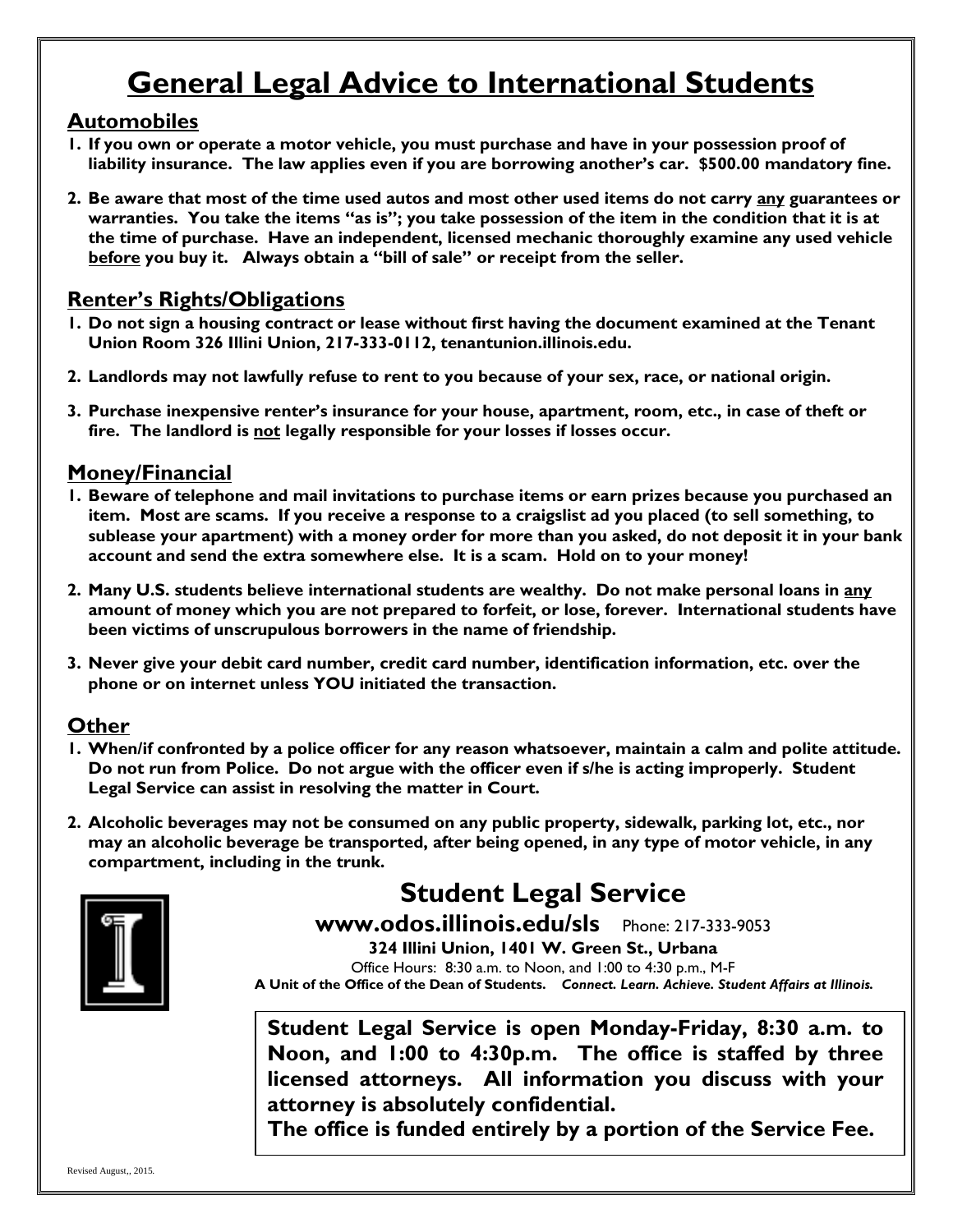# General Legal Advice to International Students

## Automobiles

1. **If you own or operate a motor vehicle, you must purchase and have in your possession proof of liability insurance. The law applies even if you are borrowing another's car. $500.00 mandatory fine.**

2. **Be aware that most of the time used autos and most other used items do not carry any guarantees or warranties. You take the items "as is"; you take possession of the item in the condition that it is at the time of purchase. Have an independent, licensed mechanic thoroughly examine any used vehicle before you buy it. Always obtain a "bill of sale" or receipt from the seller.**

## Renter's Rights/Obligations

1. **Do not sign a housing contract or lease without first having the document examined at the Tenant Union Room 326 Illini Union, 217-333-0112, tenantunion.illinois.edu.**

2. **Landlords may not lawfully refuse to rent to you because of your sex, race, or national origin.**

3. **Purchase inexpensive renter's insurance for your house, apartment, room, etc., in case of theft or fire. The landlord is not legally responsible for your losses if losses occur.**

## Money/Financial

1. **Beware of telephone and mail invitations to purchase items or earn prizes because you purchased an item. Most are scams. If you receive a response to a craigslist ad you placed (to sell something, to sublease your apartment) with a money order for more than you asked, do not deposit it in your bank account and send the extra somewhere else. It is a scam. Hold on to your money!**

2. **Many U.S. students believe international students are wealthy. Do not make personal loans in any amount of money which you are not prepared to forfeit, or lose, forever. International students have been victims of unscrupulous borrowers in the name of friendship.**

3. **Never give your debit card number, credit card number, identification information, etc. over the phone or on internet unless YOU initiated the transaction.**

## Other

1. **When/if confronted by a police officer for any reason whatsoever, maintain a calm and polite attitude. Do not run from Police. Do not argue with the officer even if s/he is acting improperly. Student Legal Service can assist in resolving the matter in Court.**

2. **Alcoholic beverages may not be consumed on any public property, sidewalk, parking lot, etc., nor may an alcoholic beverage be transported, after being opened, in any type of motor vehicle, in any compartment, including in the trunk.**

## Student Legal Service

**www.odos.illinois.edu/sls** Phone: 217-333-9053

**324 Illini Union, 1401 W. Green St., Urbana**

Office Hours: 8:30 a.m. to Noon, and 1:00 to 4:30 p.m., M-F

**A Unit of the Office of the Dean of Students.** ***Connect. Learn. Achieve. Student Affairs at Illinois.***

**Student Legal Service is open Monday-Friday, 8:30 a.m. to Noon, and 1:00 to 4:30p.m. The office is staffed by three licensed attorneys. All information you discuss with your attorney is absolutely confidential.**

**The office is funded entirely by a portion of the Service Fee.**

Revised August,, 2015.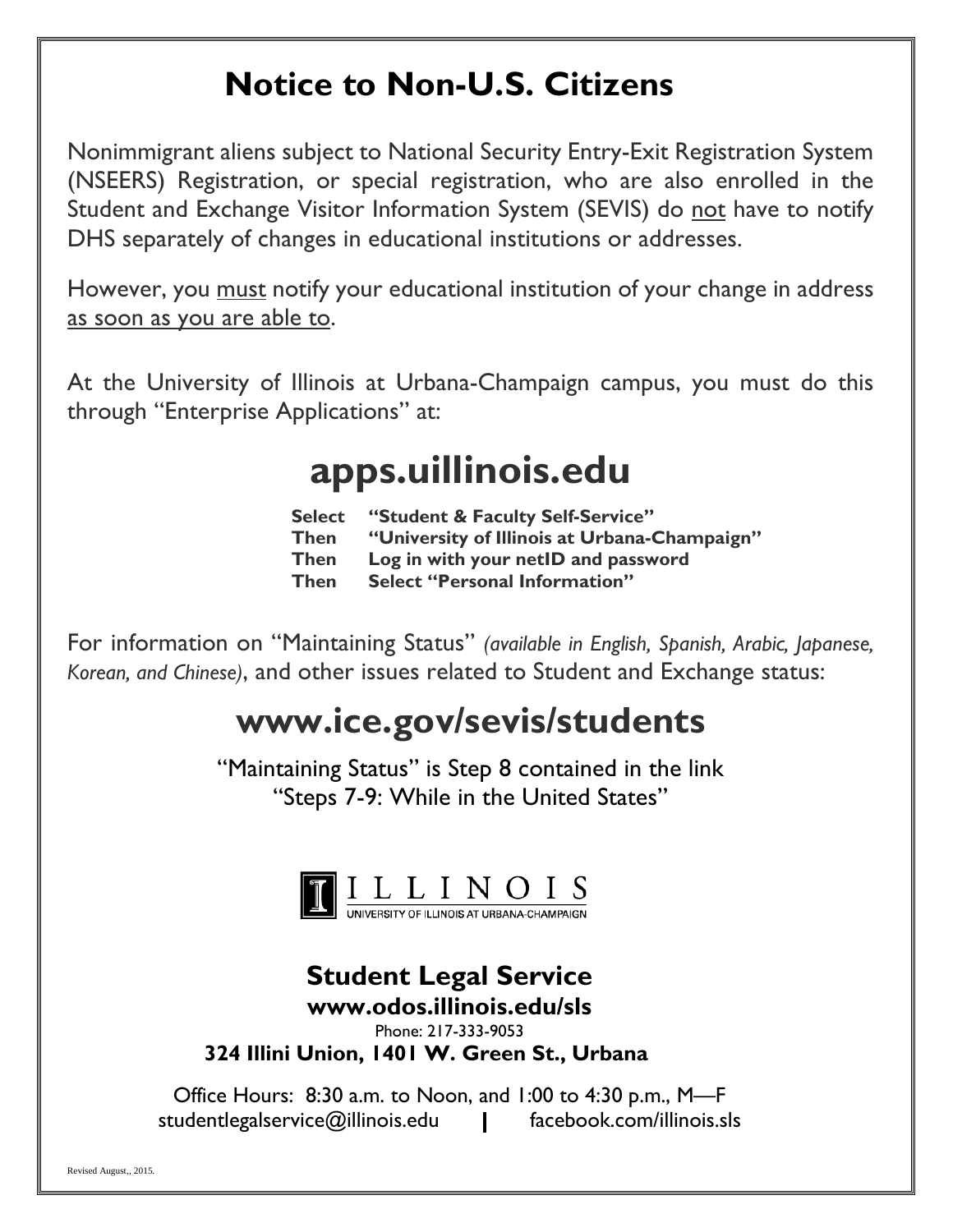# Notice to Non-U.S. Citizens

Nonimmigrant aliens subject to National Security Entry-Exit Registration System (NSEERS) Registration, or special registration, who are also enrolled in the Student and Exchange Visitor Information System (SEVIS) do not have to notify DHS separately of changes in educational institutions or addresses.

However, you must notify your educational institution of your change in address as soon as you are able to.

At the University of Illinois at Urbana-Champaign campus, you must do this through "Enterprise Applications" at:

## apps.uillinois.edu

**Select "Student & Faculty Self-Service"**
**Then "University of Illinois at Urbana-Champaign"**
**Then Log in with your netID and password**
**Then Select "Personal Information"**

For information on "Maintaining Status" *(available in English, Spanish, Arabic, Japanese, Korean, and Chinese)*, and other issues related to Student and Exchange status:

## www.ice.gov/sevis/students

"Maintaining Status" is Step 8 contained in the link "Steps 7-9: While in the United States"

ILLINOIS
UNIVERSITY OF ILLINOIS AT URBANA-CHAMPAIGN

### Student Legal Service

**www.odos.illinois.edu/sls**

Phone: 217-333-9053

**324 Illini Union, 1401 W. Green St., Urbana**

Office Hours: 8:30 a.m. to Noon, and 1:00 to 4:30 p.m., M—F

studentlegalservice@illinois.edu | facebook.com/illinois.sls

Revised August,, 2015.